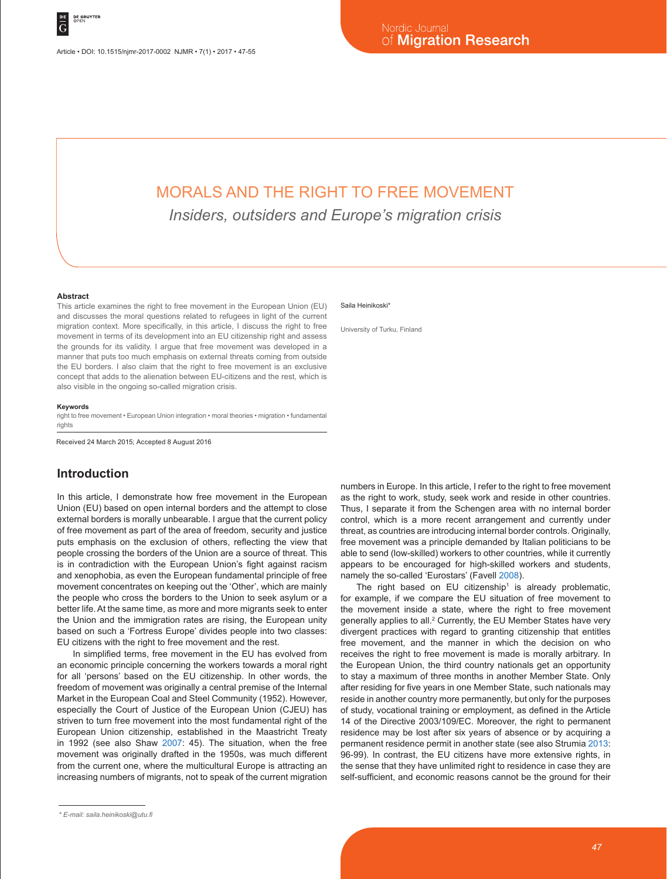# MORALS AND THE RIGHT TO FREE MOVEMENT

*Insiders, outsiders and Europe's migration crisis*

Saila Heinikoski*

University of Turku, Finland

### Abstract

This article examines the right to free movement in the European Union (EU) and discusses the moral questions related to refugees in light of the current migration context. More specifically, in this article, I discuss the right to free movement in terms of its development into an EU citizenship right and assess the grounds for its validity. I argue that free movement was developed in a manner that puts too much emphasis on external threats coming from outside the EU borders. I also claim that the right to free movement is an exclusive concept that adds to the alienation between EU-citizens and the rest, which is also visible in the ongoing so-called migration crisis.

### Keywords

right to free movement • European Union integration • moral theories • migration • fundamental rights

Received 24 March 2015; Accepted 8 August 2016

## Introduction

In this article, I demonstrate how free movement in the European Union (EU) based on open internal borders and the attempt to close external borders is morally unbearable. I argue that the current policy of free movement as part of the area of freedom, security and justice puts emphasis on the exclusion of others, reflecting the view that people crossing the borders of the Union are a source of threat. This is in contradiction with the European Union's fight against racism and xenophobia, as even the European fundamental principle of free movement concentrates on keeping out the 'Other', which are mainly the people who cross the borders to the Union to seek asylum or a better life. At the same time, as more and more migrants seek to enter the Union and the immigration rates are rising, the European unity based on such a 'Fortress Europe' divides people into two classes: EU citizens with the right to free movement and the rest.

In simplified terms, free movement in the EU has evolved from an economic principle concerning the workers towards a moral right for all 'persons' based on the EU citizenship. In other words, the freedom of movement was originally a central premise of the Internal Market in the European Coal and Steel Community (1952). However, especially the Court of Justice of the European Union (CJEU) has striven to turn free movement into the most fundamental right of the European Union citizenship, established in the Maastricht Treaty in 1992 (see also Shaw 2007: 45). The situation, when the free movement was originally drafted in the 1950s, was much different from the current one, where the multicultural Europe is attracting an increasing numbers of migrants, not to speak of the current migration numbers in Europe. In this article, I refer to the right to free movement as the right to work, study, seek work and reside in other countries. Thus, I separate it from the Schengen area with no internal border control, which is a more recent arrangement and currently under threat, as countries are introducing internal border controls. Originally, free movement was a principle demanded by Italian politicians to be able to send (low-skilled) workers to other countries, while it currently appears to be encouraged for high-skilled workers and students, namely the so-called 'Eurostars' (Favell 2008).

The right based on EU citizenship[1] is already problematic, for example, if we compare the EU situation of free movement to the movement inside a state, where the right to free movement generally applies to all.[2] Currently, the EU Member States have very divergent practices with regard to granting citizenship that entitles free movement, and the manner in which the decision on who receives the right to free movement is made is morally arbitrary. In the European Union, the third country nationals get an opportunity to stay a maximum of three months in another Member State. Only after residing for five years in one Member State, such nationals may reside in another country more permanently, but only for the purposes of study, vocational training or employment, as defined in the Article 14 of the Directive 2003/109/EC. Moreover, the right to permanent residence may be lost after six years of absence or by acquiring a permanent residence permit in another state (see also Strumia 2013: 96-99). In contrast, the EU citizens have more extensive rights, in the sense that they have unlimited right to residence in case they are self-sufficient, and economic reasons cannot be the ground for their

\* E-mail: saila.heinikoski@utu.fi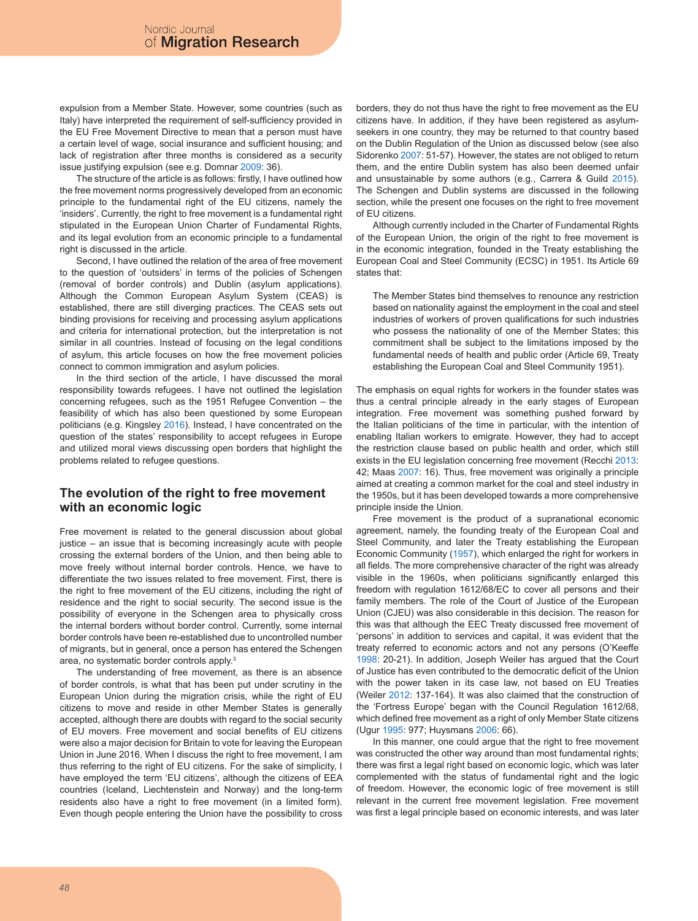expulsion from a Member State. However, some countries (such as Italy) have interpreted the requirement of self-sufficiency provided in the EU Free Movement Directive to mean that a person must have a certain level of wage, social insurance and sufficient housing; and lack of registration after three months is considered as a security issue justifying expulsion (see e.g. Domnar 2009: 36).

The structure of the article is as follows: firstly, I have outlined how the free movement norms progressively developed from an economic principle to the fundamental right of the EU citizens, namely the 'insiders'. Currently, the right to free movement is a fundamental right stipulated in the European Union Charter of Fundamental Rights, and its legal evolution from an economic principle to a fundamental right is discussed in the article.

Second, I have outlined the relation of the area of free movement to the question of 'outsiders' in terms of the policies of Schengen (removal of border controls) and Dublin (asylum applications). Although the Common European Asylum System (CEAS) is established, there are still diverging practices. The CEAS sets out binding provisions for receiving and processing asylum applications and criteria for international protection, but the interpretation is not similar in all countries. Instead of focusing on the legal conditions of asylum, this article focuses on how the free movement policies connect to common immigration and asylum policies.

In the third section of the article, I have discussed the moral responsibility towards refugees. I have not outlined the legislation concerning refugees, such as the 1951 Refugee Convention – the feasibility of which has also been questioned by some European politicians (e.g. Kingsley 2016). Instead, I have concentrated on the question of the states' responsibility to accept refugees in Europe and utilized moral views discussing open borders that highlight the problems related to refugee questions.

## The evolution of the right to free movement with an economic logic

Free movement is related to the general discussion about global justice – an issue that is becoming increasingly acute with people crossing the external borders of the Union, and then being able to move freely without internal border controls. Hence, we have to differentiate the two issues related to free movement. First, there is the right to free movement of the EU citizens, including the right of residence and the right to social security. The second issue is the possibility of everyone in the Schengen area to physically cross the internal borders without border controls. Currently, some internal border controls have been re-established due to uncontrolled number of migrants, but in general, once a person has entered the Schengen area, no systematic border controls apply.[3]

The understanding of free movement, as there is an absence of border controls, is what that has been put under scrutiny in the European Union during the migration crisis, while the right of EU citizens to move and reside in other Member States is generally accepted, although there are doubts with regard to the social security of EU movers. Free movement and social benefits of EU citizens were also a major decision for Britain to vote for leaving the European Union in June 2016. When I discuss the right to free movement, I am thus referring to the right of EU citizens. For the sake of simplicity, I have employed the term 'EU citizens', although the citizens of EEA countries (Iceland, Liechtenstein and Norway) and the long-term residents also have a right to free movement (in a limited form). Even though people entering the Union have the possibility to cross borders, they do not thus have the right to free movement as the EU citizens have. In addition, if they have been registered as asylum-seekers in one country, they may be returned to that country based on the Dublin Regulation of the Union as discussed below (see also Sidorenko 2007: 51-57). However, the states are not obliged to return them, and the entire Dublin system has also been deemed unfair and unsustainable by some authors (e.g., Carrera & Guild 2015). The Schengen and Dublin systems are discussed in the following section, while the present one focuses on the right to free movement of EU citizens.

Although currently included in the Charter of Fundamental Rights of the European Union, the origin of the right to free movement is in the economic integration, founded in the Treaty establishing the European Coal and Steel Community (ECSC) in 1951. Its Article 69 states that:

> The Member States bind themselves to renounce any restriction based on nationality against the employment in the coal and steel industries of workers of proven qualifications for such industries who possess the nationality of one of the Member States; this commitment shall be subject to the limitations imposed by the fundamental needs of health and public order (Article 69, Treaty establishing the European Coal and Steel Community 1951).

The emphasis on equal rights for workers in the founder states was thus a central principle already in the early stages of European integration. Free movement was something pushed forward by the Italian politicians of the time in particular, with the intention of enabling Italian workers to emigrate. However, they had to accept the restriction clause based on public health and order, which still exists in the EU legislation concerning free movement (Recchi 2013: 42; Maas 2007: 16). Thus, free movement was originally a principle aimed at creating a common market for the coal and steel industry in the 1950s, but it has been developed towards a more comprehensive principle inside the Union.

Free movement is the product of a supranational economic agreement, namely, the founding treaty of the European Coal and Steel Community, and later the Treaty establishing the European Economic Community (1957), which enlarged the right for workers in all fields. The more comprehensive character of the right was already visible in the 1960s, when politicians significantly enlarged this freedom with regulation 1612/68/EC to cover all persons and their family members. The role of the Court of Justice of the European Union (CJEU) was also considerable in this decision. The reason for this was that although the EEC Treaty discussed free movement of 'persons' in addition to services and capital, it was evident that the treaty referred to economic actors and not any persons (O'Keeffe 1998: 20-21). In addition, Joseph Weiler has argued that the Court of Justice has even contributed to the democratic deficit of the Union with the power taken in its case law, not based on EU Treaties (Weiler 2012: 137-164). It was also claimed that the construction of the 'Fortress Europe' began with the Council Regulation 1612/68, which defined free movement as a right of only Member State citizens (Ugur 1995: 977; Huysmans 2006: 66).

In this manner, one could argue that the right to free movement was constructed the other way around than most fundamental rights; there was first a legal right based on economic logic, which was later complemented with the status of fundamental right and the logic of freedom. However, the economic logic of free movement is still relevant in the current free movement legislation. Free movement was first a legal principle based on economic interests, and was later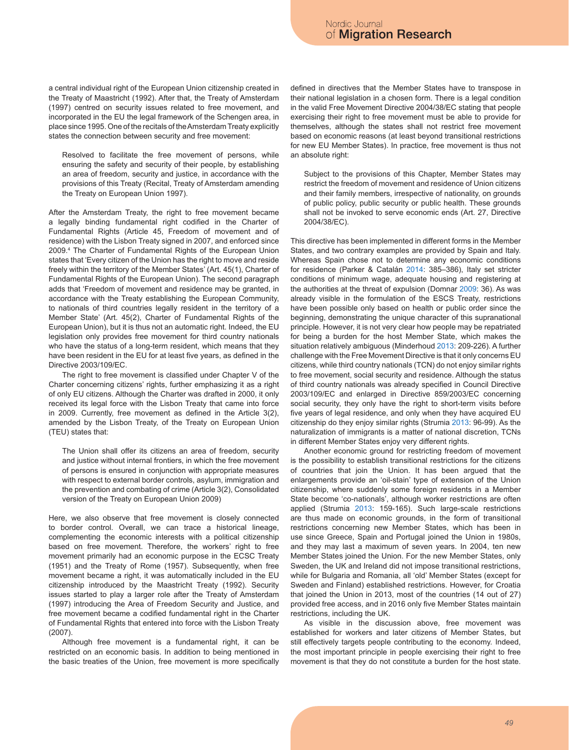a central individual right of the European Union citizenship created in the Treaty of Maastricht (1992). After that, the Treaty of Amsterdam (1997) centred on security issues related to free movement, and incorporated in the EU the legal framework of the Schengen area, in place since 1995. One of the recitals of the Amsterdam Treaty explicitly states the connection between security and free movement:

> Resolved to facilitate the free movement of persons, while ensuring the safety and security of their people, by establishing an area of freedom, security and justice, in accordance with the provisions of this Treaty (Recital, Treaty of Amsterdam amending the Treaty on European Union 1997).

After the Amsterdam Treaty, the right to free movement became a legally binding fundamental right codified in the Charter of Fundamental Rights (Article 45, Freedom of movement and of residence) with the Lisbon Treaty signed in 2007, and enforced since 2009.[4] The Charter of Fundamental Rights of the European Union states that 'Every citizen of the Union has the right to move and reside freely within the territory of the Member States' (Art. 45(1), Charter of Fundamental Rights of the European Union). The second paragraph adds that 'Freedom of movement and residence may be granted, in accordance with the Treaty establishing the European Community, to nationals of third countries legally resident in the territory of a Member State' (Art. 45(2), Charter of Fundamental Rights of the European Union), but it is thus not an automatic right. Indeed, the EU legislation only provides free movement for third country nationals who have the status of a long-term resident, which means that they have been resident in the EU for at least five years, as defined in the Directive 2003/109/EC.

The right to free movement is classified under Chapter V of the Charter concerning citizens' rights, further emphasizing it as a right of only EU citizens. Although the Charter was drafted in 2000, it only received its legal force with the Lisbon Treaty that came into force in 2009. Currently, free movement as defined in the Article 3(2), amended by the Lisbon Treaty, of the Treaty on European Union (TEU) states that:

> The Union shall offer its citizens an area of freedom, security and justice without internal frontiers, in which the free movement of persons is ensured in conjunction with appropriate measures with respect to external border controls, asylum, immigration and the prevention and combating of crime (Article 3(2), Consolidated version of the Treaty on European Union 2009)

Here, we also observe that free movement is closely connected to border control. Overall, we can trace a historical lineage, complementing the economic interests with a political citizenship based on free movement. Therefore, the workers' right to free movement primarily had an economic purpose in the ECSC Treaty (1951) and the Treaty of Rome (1957). Subsequently, when free movement became a right, it was automatically included in the EU citizenship introduced by the Maastricht Treaty (1992). Security issues started to play a larger role after the Treaty of Amsterdam (1997) introducing the Area of Freedom Security and Justice, and free movement became a codified fundamental right in the Charter of Fundamental Rights that entered into force with the Lisbon Treaty (2007).

Although free movement is a fundamental right, it can be restricted on an economic basis. In addition to being mentioned in the basic treaties of the Union, free movement is more specifically defined in directives that the Member States have to transpose in their national legislation in a chosen form. There is a legal condition in the valid Free Movement Directive 2004/38/EC stating that people exercising their right to free movement must be able to provide for themselves, although the states shall not restrict free movement based on economic reasons (at least beyond transitional restrictions for new EU Member States). In practice, free movement is thus not an absolute right:

> Subject to the provisions of this Chapter, Member States may restrict the freedom of movement and residence of Union citizens and their family members, irrespective of nationality, on grounds of public policy, public security or public health. These grounds shall not be invoked to serve economic ends (Art. 27, Directive 2004/38/EC).

This directive has been implemented in different forms in the Member States, and two contrary examples are provided by Spain and Italy. Whereas Spain chose not to determine any economic conditions for residence (Parker & Catalán 2014: 385–386), Italy set stricter conditions of minimum wage, adequate housing and registering at the authorities at the threat of expulsion (Domnar 2009: 36). As was already visible in the formulation of the ESCS Treaty, restrictions have been possible only based on health or public order since the beginning, demonstrating the unique character of this supranational principle. However, it is not very clear how people may be repatriated for being a burden for the host Member State, which makes the situation relatively ambiguous (Minderhoud 2013: 209-226). A further challenge with the Free Movement Directive is that it only concerns EU citizens, while third country nationals (TCN) do not enjoy similar rights to free movement, social security and residence. Although the status of third country nationals was already specified in Council Directive 2003/109/EC and enlarged in Directive 859/2003/EC concerning social security, they only have the right to short-term visits before five years of legal residence, and only when they have acquired EU citizenship do they enjoy similar rights (Strumia 2013: 96-99). As the naturalization of immigrants is a matter of national discretion, TCNs in different Member States enjoy very different rights.

Another economic ground for restricting freedom of movement is the possibility to establish transitional restrictions for the citizens of countries that join the Union. It has been argued that the enlargements provide an 'oil-stain' type of extension of the Union citizenship, where suddenly some foreign residents in a Member State become 'co-nationals', although worker restrictions are often applied (Strumia 2013: 159-165). Such large-scale restrictions are thus made on economic grounds, in the form of transitional restrictions concerning new Member States, which has been in use since Greece, Spain and Portugal joined the Union in 1980s, and they may last a maximum of seven years. In 2004, ten new Member States joined the Union. For the new Member States, only Sweden, the UK and Ireland did not impose transitional restrictions, while for Bulgaria and Romania, all 'old' Member States (except for Sweden and Finland) established restrictions. However, for Croatia that joined the Union in 2013, most of the countries (14 out of 27) provided free access, and in 2016 only five Member States maintain restrictions, including the UK.

As visible in the discussion above, free movement was established for workers and later citizens of Member States, but still effectively targets people contributing to the economy. Indeed, the most important principle in people exercising their right to free movement is that they do not constitute a burden for the host state.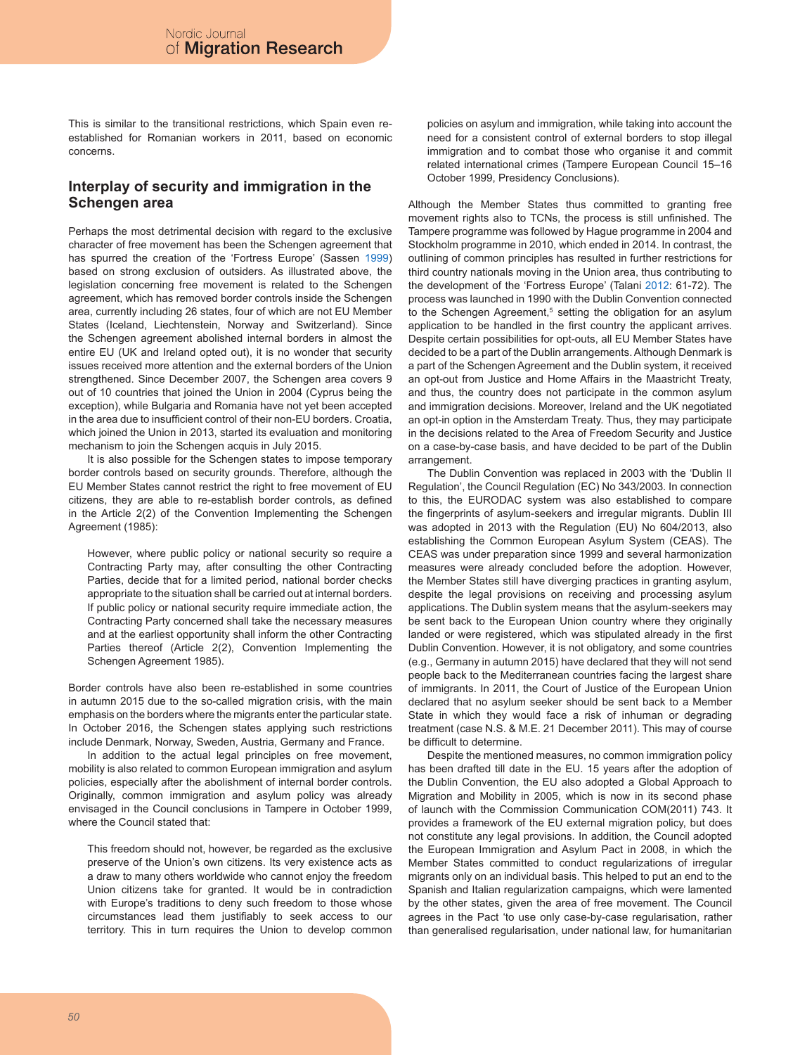This is similar to the transitional restrictions, which Spain even re-established for Romanian workers in 2011, based on economic concerns.

## Interplay of security and immigration in the Schengen area

Perhaps the most detrimental decision with regard to the exclusive character of free movement has been the Schengen agreement that has spurred the creation of the 'Fortress Europe' (Sassen 1999) based on strong exclusion of outsiders. As illustrated above, the legislation concerning free movement is related to the Schengen agreement, which has removed border controls inside the Schengen area, currently including 26 states, four of which are not EU Member States (Iceland, Liechtenstein, Norway and Switzerland). Since the Schengen agreement abolished internal borders in almost the entire EU (UK and Ireland opted out), it is no wonder that security issues received more attention and the external borders of the Union strengthened. Since December 2007, the Schengen area covers 9 out of 10 countries that joined the Union in 2004 (Cyprus being the exception), while Bulgaria and Romania have not yet been accepted in the area due to insufficient control of their non-EU borders. Croatia, which joined the Union in 2013, started its evaluation and monitoring mechanism to join the Schengen acquis in July 2015.

It is also possible for the Schengen states to impose temporary border controls based on security grounds. Therefore, although the EU Member States cannot restrict the right to free movement of EU citizens, they are able to re-establish border controls, as defined in the Article 2(2) of the Convention Implementing the Schengen Agreement (1985):

> However, where public policy or national security so require a Contracting Party may, after consulting the other Contracting Parties, decide that for a limited period, national border checks appropriate to the situation shall be carried out at internal borders. If public policy or national security require immediate action, the Contracting Party concerned shall take the necessary measures and at the earliest opportunity shall inform the other Contracting Parties thereof (Article 2(2), Convention Implementing the Schengen Agreement 1985).

Border controls have also been re-established in some countries in autumn 2015 due to the so-called migration crisis, with the main emphasis on the borders where the migrants enter the particular state. In October 2016, the Schengen states applying such restrictions include Denmark, Norway, Sweden, Austria, Germany and France.

In addition to the actual legal principles on free movement, mobility is also related to common European immigration and asylum policies, especially after the abolishment of internal border controls. Originally, common immigration and asylum policy was already envisaged in the Council conclusions in Tampere in October 1999, where the Council stated that:

> This freedom should not, however, be regarded as the exclusive preserve of the Union's own citizens. Its very existence acts as a draw to many others worldwide who cannot enjoy the freedom Union citizens take for granted. It would be in contradiction with Europe's traditions to deny such freedom to those whose circumstances lead them justifiably to seek access to our territory. This in turn requires the Union to develop common policies on asylum and immigration, while taking into account the need for a consistent control of external borders to stop illegal immigration and to combat those who organise it and commit related international crimes (Tampere European Council 15–16 October 1999, Presidency Conclusions).

Although the Member States thus committed to granting free movement rights also to TCNs, the process is still unfinished. The Tampere programme was followed by Hague programme in 2004 and Stockholm programme in 2010, which ended in 2014. In contrast, the outlining of common principles has resulted in further restrictions for third country nationals moving in the Union area, thus contributing to the development of the 'Fortress Europe' (Talani 2012: 61-72). The process was launched in 1990 with the Dublin Convention connected to the Schengen Agreement,[5] setting the obligation for an asylum application to be handled in the first country the applicant arrives. Despite certain possibilities for opt-outs, all EU Member States have decided to be a part of the Dublin arrangements. Although Denmark is a part of the Schengen Agreement and the Dublin system, it received an opt-out from Justice and Home Affairs in the Maastricht Treaty, and thus, the country does not participate in the common asylum and immigration decisions. Moreover, Ireland and the UK negotiated an opt-in option in the Amsterdam Treaty. Thus, they may participate in the decisions related to the Area of Freedom Security and Justice on a case-by-case basis, and have decided to be part of the Dublin arrangement.

The Dublin Convention was replaced in 2003 with the 'Dublin II Regulation', the Council Regulation (EC) No 343/2003. In connection to this, the EURODAC system was also established to compare the fingerprints of asylum-seekers and irregular migrants. Dublin III was adopted in 2013 with the Regulation (EU) No 604/2013, also establishing the Common European Asylum System (CEAS). The CEAS was under preparation since 1999 and several harmonization measures were already concluded before the adoption. However, the Member States still have diverging practices in granting asylum, despite the legal provisions on receiving and processing asylum applications. The Dublin system means that the asylum-seekers may be sent back to the European Union country where they originally landed or were registered, which was stipulated already in the first Dublin Convention. However, it is not obligatory, and some countries (e.g., Germany in autumn 2015) have declared that they will not send people back to the Mediterranean countries facing the largest share of immigrants. In 2011, the Court of Justice of the European Union declared that no asylum seeker should be sent back to a Member State in which they would face a risk of inhuman or degrading treatment (case N.S. & M.E. 21 December 2011). This may of course be difficult to determine.

Despite the mentioned measures, no common immigration policy has been drafted till date in the EU. 15 years after the adoption of the Dublin Convention, the EU also adopted a Global Approach to Migration and Mobility in 2005, which is now in its second phase of launch with the Commission Communication COM(2011) 743. It provides a framework of the EU external migration policy, but does not constitute any legal provisions. In addition, the Council adopted the European Immigration and Asylum Pact in 2008, in which the Member States committed to conduct regularizations of irregular migrants only on an individual basis. This helped to put an end to the Spanish and Italian regularization campaigns, which were lamented by the other states, given the area of free movement. The Council agrees in the Pact 'to use only case-by-case regularisation, rather than generalised regularisation, under national law, for humanitarian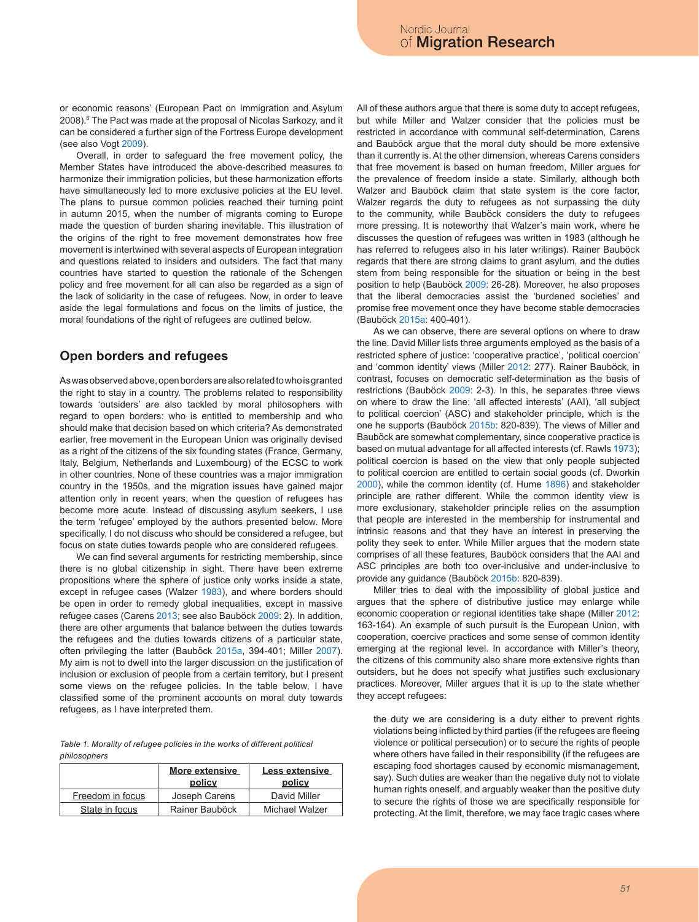or economic reasons' (European Pact on Immigration and Asylum 2008).[6] The Pact was made at the proposal of Nicolas Sarkozy, and it can be considered a further sign of the Fortress Europe development (see also Vogt 2009).

Overall, in order to safeguard the free movement policy, the Member States have introduced the above-described measures to harmonize their immigration policies, but these harmonization efforts have simultaneously led to more exclusive policies at the EU level. The plans to pursue common policies reached their turning point in autumn 2015, when the number of migrants coming to Europe made the question of burden sharing inevitable. This illustration of the origins of the right to free movement demonstrates how free movement is intertwined with several aspects of European integration and questions related to insiders and outsiders. The fact that many countries have started to question the rationale of the Schengen policy and free movement for all can also be regarded as a sign of the lack of solidarity in the case of refugees. Now, in order to leave aside the legal formulations and focus on the limits of justice, the moral foundations of the right of refugees are outlined below.

## Open borders and refugees

As was observed above, open borders are also related to who is granted the right to stay in a country. The problems related to responsibility towards 'outsiders' are also tackled by moral philosophers with regard to open borders: who is entitled to membership and who should make that decision based on which criteria? As demonstrated earlier, free movement in the European Union was originally devised as a right of the citizens of the six founding states (France, Germany, Italy, Belgium, Netherlands and Luxembourg) of the ECSC to work in other countries. None of these countries was a major immigration country in the 1950s, and the migration issues have gained major attention only in recent years, when the question of refugees has become more acute. Instead of discussing asylum seekers, I use the term 'refugee' employed by the authors presented below. More specifically, I do not discuss who should be considered a refugee, but focus on state duties towards people who are considered refugees.

We can find several arguments for restricting membership, since there is no global citizenship in sight. There have been extreme propositions where the sphere of justice only works inside a state, except in refugee cases (Walzer 1983), and where borders should be open in order to remedy global inequalities, except in massive refugee cases (Carens 2013; see also Bauböck 2009: 2). In addition, there are other arguments that balance between the duties towards the refugees and the duties towards citizens of a particular state, often privileging the latter (Bauböck 2015a, 394-401; Miller 2007). My aim is not to dwell into the larger discussion on the justification of inclusion or exclusion of people from a certain territory, but I present some views on the refugee policies. In the table below, I have classified some of the prominent accounts on moral duty towards refugees, as I have interpreted them.

*Table 1. Morality of refugee policies in the works of different political philosophers*

| | More extensive policy | Less extensive policy |
|---|---|---|
| Freedom in focus | Joseph Carens | David Miller |
| State in focus | Rainer Bauböck | Michael Walzer |

All of these authors argue that there is some duty to accept refugees, but while Miller and Walzer consider that the policies must be restricted in accordance with communal self-determination, Carens and Bauböck argue that the moral duty should be more extensive than it currently is. At the other dimension, whereas Carens considers that free movement is based on human freedom, Miller argues for the prevalence of freedom inside a state. Similarly, although both Walzer and Bauböck claim that state system is the core factor, Walzer regards the duty to refugees as not surpassing the duty to the community, while Bauböck considers the duty to refugees more pressing. It is noteworthy that Walzer's main work, where he discusses the question of refugees was written in 1983 (although he has referred to refugees also in his later writings). Rainer Bauböck regards that there are strong claims to grant asylum, and the duties stem from being responsible for the situation or being in the best position to help (Bauböck 2009: 26-28). Moreover, he also proposes that the liberal democracies assist the 'burdened societies' and promise free movement once they have become stable democracies (Bauböck 2015a: 400-401).

As we can observe, there are several options on where to draw the line. David Miller lists three arguments employed as the basis of a restricted sphere of justice: 'cooperative practice', 'political coercion' and 'common identity' views (Miller 2012: 277). Rainer Bauböck, in contrast, focuses on democratic self-determination as the basis of restrictions (Bauböck 2009: 2-3). In this, he separates three views on where to draw the line: 'all affected interests' (AAI), 'all subject to political coercion' (ASC) and stakeholder principle, which is the one he supports (Bauböck 2015b: 820-839). The views of Miller and Bauböck are somewhat complementary, since cooperative practice is based on mutual advantage for all affected interests (cf. Rawls 1973); political coercion is based on the view that only people subjected to political coercion are entitled to certain social goods (cf. Dworkin 2000), while the common identity (cf. Hume 1896) and stakeholder principle are rather different. While the common identity view is more exclusionary, stakeholder principle relies on the assumption that people are interested in the membership for instrumental and intrinsic reasons and that they have an interest in preserving the polity they seek to enter. While Miller argues that the modern state comprises of all these features, Bauböck considers that the AAI and ASC principles are both too over-inclusive and under-inclusive to provide any guidance (Bauböck 2015b: 820-839).

Miller tries to deal with the impossibility of global justice and argues that the sphere of distributive justice may enlarge while economic cooperation or regional identities take shape (Miller 2012: 163-164). An example of such pursuit is the European Union, with cooperation, coercive practices and some sense of common identity emerging at the regional level. In accordance with Miller's theory, the citizens of this community also share more extensive rights than outsiders, but he does not specify what justifies such exclusionary practices. Moreover, Miller argues that it is up to the state whether they accept refugees:

> the duty we are considering is a duty either to prevent rights violations being inflicted by third parties (if the refugees are fleeing violence or political persecution) or to secure the rights of people where others have failed in their responsibility (if the refugees are escaping food shortages caused by economic mismanagement, say). Such duties are weaker than the negative duty not to violate human rights oneself, and arguably weaker than the positive duty to secure the rights of those we are specifically responsible for protecting. At the limit, therefore, we may face tragic cases where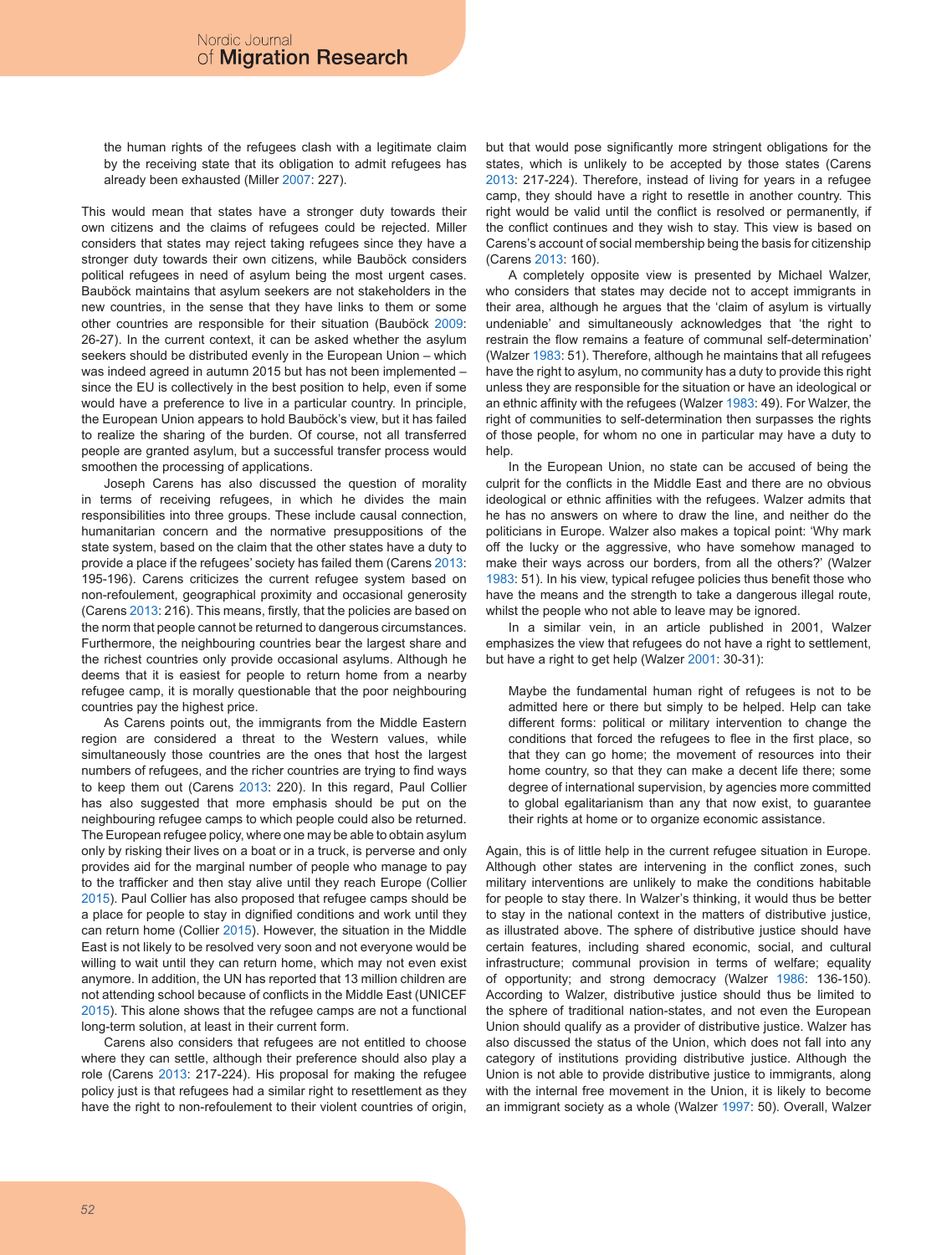> the human rights of the refugees clash with a legitimate claim by the receiving state that its obligation to admit refugees has already been exhausted (Miller 2007: 227).

This would mean that states have a stronger duty towards their own citizens and the claims of refugees could be rejected. Miller considers that states may reject taking refugees since they have a stronger duty towards their own citizens, while Bauböck considers political refugees in need of asylum being the most urgent cases. Bauböck maintains that asylum seekers are not stakeholders in the new countries, in the sense that they have links to them or some other countries are responsible for their situation (Bauböck 2009: 26-27). In the current context, it can be asked whether the asylum seekers should be distributed evenly in the European Union – which was indeed agreed in autumn 2015 but has not been implemented – since the EU is collectively in the best position to help, even if some would have a preference to live in a particular country. In principle, the European Union appears to hold Bauböck's view, but it has failed to realize the sharing of the burden. Of course, not all transferred people are granted asylum, but a successful transfer process would smoothen the processing of applications.

Joseph Carens has also discussed the question of morality in terms of receiving refugees, in which he divides the main responsibilities into three groups. These include causal connection, humanitarian concern and the normative presuppositions of the state system, based on the claim that the other states have a duty to provide a place if the refugees' society has failed them (Carens 2013: 195-196). Carens criticizes the current refugee system based on non-refoulement, geographical proximity and occasional generosity (Carens 2013: 216). This means, firstly, that the policies are based on the norm that people cannot be returned to dangerous circumstances. Furthermore, the neighbouring countries bear the largest share and the richest countries only provide occasional asylums. Although he deems that it is easiest for people to return home from a nearby refugee camp, it is morally questionable that the poor neighbouring countries pay the highest price.

As Carens points out, the immigrants from the Middle Eastern region are considered a threat to the Western values, while simultaneously those countries are the ones that host the largest numbers of refugees, and the richer countries are trying to find ways to keep them out (Carens 2013: 220). In this regard, Paul Collier has also suggested that more emphasis should be put on the neighbouring refugee camps to which people could also be returned. The European refugee policy, where one may be able to obtain asylum only by risking their lives on a boat or in a truck, is perverse and only provides aid for the marginal number of people who manage to pay to the trafficker and then stay alive until they reach Europe (Collier 2015). Paul Collier has also proposed that refugee camps should be a place for people to stay in dignified conditions and work until they can return home (Collier 2015). However, the situation in the Middle East is not likely to be resolved very soon and not everyone would be willing to wait until they can return home, which may not even exist anymore. In addition, the UN has reported that 13 million children are not attending school because of conflicts in the Middle East (UNICEF 2015). This alone shows that the refugee camps are not a functional long-term solution, at least in their current form.

Carens also considers that refugees are not entitled to choose where they can settle, although their preference should also play a role (Carens 2013: 217-224). His proposal for making the refugee policy just is that refugees had a similar right to resettlement as they have the right to non-refoulement to their violent countries of origin, but that would pose significantly more stringent obligations for the states, which is unlikely to be accepted by those states (Carens 2013: 217-224). Therefore, instead of living for years in a refugee camp, they should have a right to resettle in another country. This right would be valid until the conflict is resolved or permanently, if the conflict continues and they wish to stay. This view is based on Carens's account of social membership being the basis for citizenship (Carens 2013: 160).

A completely opposite view is presented by Michael Walzer, who considers that states may decide not to accept immigrants in their area, although he argues that the 'claim of asylum is virtually undeniable' and simultaneously acknowledges that 'the right to restrain the flow remains a feature of communal self-determination' (Walzer 1983: 51). Therefore, although he maintains that all refugees have the right to asylum, no community has a duty to provide this right unless they are responsible for the situation or have an ideological or an ethnic affinity with the refugees (Walzer 1983: 49). For Walzer, the right of communities to self-determination then surpasses the rights of those people, for whom no one in particular may have a duty to help.

In the European Union, no state can be accused of being the culprit for the conflicts in the Middle East and there are no obvious ideological or ethnic affinities with the refugees. Walzer admits that he has no answers on where to draw the line, and neither do the politicians in Europe. Walzer also makes a topical point: 'Why mark off the lucky or the aggressive, who have somehow managed to make their ways across our borders, from all the others?' (Walzer 1983: 51). In his view, typical refugee policies thus benefit those who have the means and the strength to take a dangerous illegal route, whilst the people who not able to leave may be ignored.

In a similar vein, in an article published in 2001, Walzer emphasizes the view that refugees do not have a right to settlement, but have a right to get help (Walzer 2001: 30-31):

> Maybe the fundamental human right of refugees is not to be admitted here or there but simply to be helped. Help can take different forms: political or military intervention to change the conditions that forced the refugees to flee in the first place, so that they can go home; the movement of resources into their home country, so that they can make a decent life there; some degree of international supervision, by agencies more committed to global egalitarianism than any that now exist, to guarantee their rights at home or to organize economic assistance.

Again, this is of little help in the current refugee situation in Europe. Although other states are intervening in the conflict zones, such military interventions are unlikely to make the conditions habitable for people to stay there. In Walzer's thinking, it would thus be better to stay in the national context in the matters of distributive justice, as illustrated above. The sphere of distributive justice should have certain features, including shared economic, social, and cultural infrastructure; communal provision in terms of welfare; equality of opportunity; and strong democracy (Walzer 1986: 136-150). According to Walzer, distributive justice should thus be limited to the sphere of traditional nation-states, and not even the European Union should qualify as a provider of distributive justice. Walzer has also discussed the status of the Union, which does not fall into any category of institutions providing distributive justice. Although the Union is not able to provide distributive justice to immigrants, along with the internal free movement in the Union, it is likely to become an immigrant society as a whole (Walzer 1997: 50). Overall, Walzer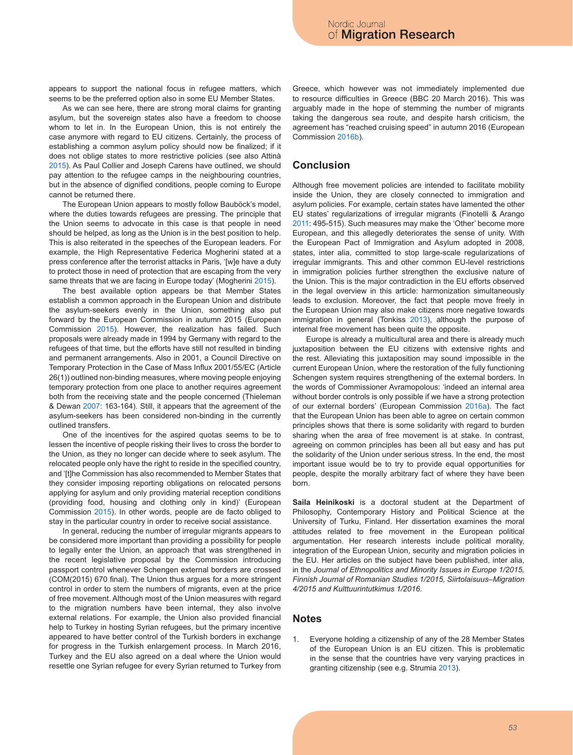appears to support the national focus in refugee matters, which seems to be the preferred option also in some EU Member States.

As we can see here, there are strong moral claims for granting asylum, but the sovereign states also have a freedom to choose whom to let in. In the European Union, this is not entirely the case anymore with regard to EU citizens. Certainly, the process of establishing a common asylum policy should now be finalized; if it does not oblige states to more restrictive policies (see also Attinà 2015). As Paul Collier and Joseph Carens have outlined, we should pay attention to the refugee camps in the neighbouring countries, but in the absence of dignified conditions, people coming to Europe cannot be returned there.

The European Union appears to mostly follow Bauböck's model, where the duties towards refugees are pressing. The principle that the Union seems to advocate in this case is that people in need should be helped, as long as the Union is in the best position to help. This is also reiterated in the speeches of the European leaders. For example, the High Representative Federica Mogherini stated at a press conference after the terrorist attacks in Paris, '[w]e have a duty to protect those in need of protection that are escaping from the very same threats that we are facing in Europe today' (Mogherini 2015).

The best available option appears be that Member States establish a common approach in the European Union and distribute the asylum-seekers evenly in the Union, something also put forward by the European Commission in autumn 2015 (European Commission 2015). However, the realization has failed. Such proposals were already made in 1994 by Germany with regard to the refugees of that time, but the efforts have still not resulted in binding and permanent arrangements. Also in 2001, a Council Directive on Temporary Protection in the Case of Mass Influx 2001/55/EC (Article 26(1)) outlined non-binding measures, where moving people enjoying temporary protection from one place to another requires agreement both from the receiving state and the people concerned (Thieleman & Dewan 2007: 163-164). Still, it appears that the agreement of the asylum-seekers has been considered non-binding in the currently outlined transfers.

One of the incentives for the aspired quotas seems to be to lessen the incentive of people risking their lives to cross the border to the Union, as they no longer can decide where to seek asylum. The relocated people only have the right to reside in the specified country, and '[t]he Commission has also recommended to Member States that they consider imposing reporting obligations on relocated persons applying for asylum and only providing material reception conditions (providing food, housing and clothing only in kind)' (European Commission 2015). In other words, people are de facto obliged to stay in the particular country in order to receive social assistance.

In general, reducing the number of irregular migrants appears to be considered more important than providing a possibility for people to legally enter the Union, an approach that was strengthened in the recent legislative proposal by the Commission introducing passport control whenever Schengen external borders are crossed (COM(2015) 670 final). The Union thus argues for a more stringent control in order to stem the numbers of migrants, even at the price of free movement. Although most of the Union measures with regard to the migration numbers have been internal, they also involve external relations. For example, the Union also provided financial help to Turkey in hosting Syrian refugees, but the primary incentive appeared to have better control of the Turkish borders in exchange for progress in the Turkish enlargement process. In March 2016, Turkey and the EU also agreed on a deal where the Union would resettle one Syrian refugee for every Syrian returned to Turkey from Greece, which however was not immediately implemented due to resource difficulties in Greece (BBC 20 March 2016). This was arguably made in the hope of stemming the number of migrants taking the dangerous sea route, and despite harsh criticism, the agreement has "reached cruising speed" in autumn 2016 (European Commission 2016b).

## Conclusion

Although free movement policies are intended to facilitate mobility inside the Union, they are closely connected to immigration and asylum policies. For example, certain states have lamented the other EU states' regularizations of irregular migrants (Finotelli & Arango 2011: 495-515). Such measures may make the 'Other' become more European, and this allegedly deteriorates the sense of unity. With the European Pact of Immigration and Asylum adopted in 2008, states, inter alia, committed to stop large-scale regularizations of irregular immigrants. This and other common EU-level restrictions in immigration policies further strengthen the exclusive nature of the Union. This is the major contradiction in the EU efforts observed in the legal overview in this article: harmonization simultaneously leads to exclusion. Moreover, the fact that people move freely in the European Union may also make citizens more negative towards immigration in general (Tonkiss 2013), although the purpose of internal free movement has been quite the opposite.

Europe is already a multicultural area and there is already much juxtaposition between the EU citizens with extensive rights and the rest. Alleviating this juxtaposition may sound impossible in the current European Union, where the restoration of the fully functioning Schengen system requires strengthening of the external borders. In the words of Commissioner Avramopolous: 'indeed an internal area without border controls is only possible if we have a strong protection of our external borders' (European Commission 2016a). The fact that the European Union has been able to agree on certain common principles shows that there is some solidarity with regard to burden sharing when the area of free movement is at stake. In contrast, agreeing on common principles has been all but easy and has put the solidarity of the Union under serious stress. In the end, the most important issue would be to try to provide equal opportunities for people, despite the morally arbitrary fact of where they have been born.

**Saila Heinikoski** is a doctoral student at the Department of Philosophy, Contemporary History and Political Science at the University of Turku, Finland. Her dissertation examines the moral attitudes related to free movement in the European political argumentation. Her research interests include political morality, integration of the European Union, security and migration policies in the EU. Her articles on the subject have been published, inter alia, in the *Journal of Ethnopolitics and Minority Issues in Europe 1/2015, Finnish Journal of Romanian Studies 1/2015, Siirtolaisuus–Migration 4/2015 and Kulttuurintutkimus 1/2016.*

## Notes

1. Everyone holding a citizenship of any of the 28 Member States of the European Union is an EU citizen. This is problematic in the sense that the countries have very varying practices in granting citizenship (see e.g. Strumia 2013).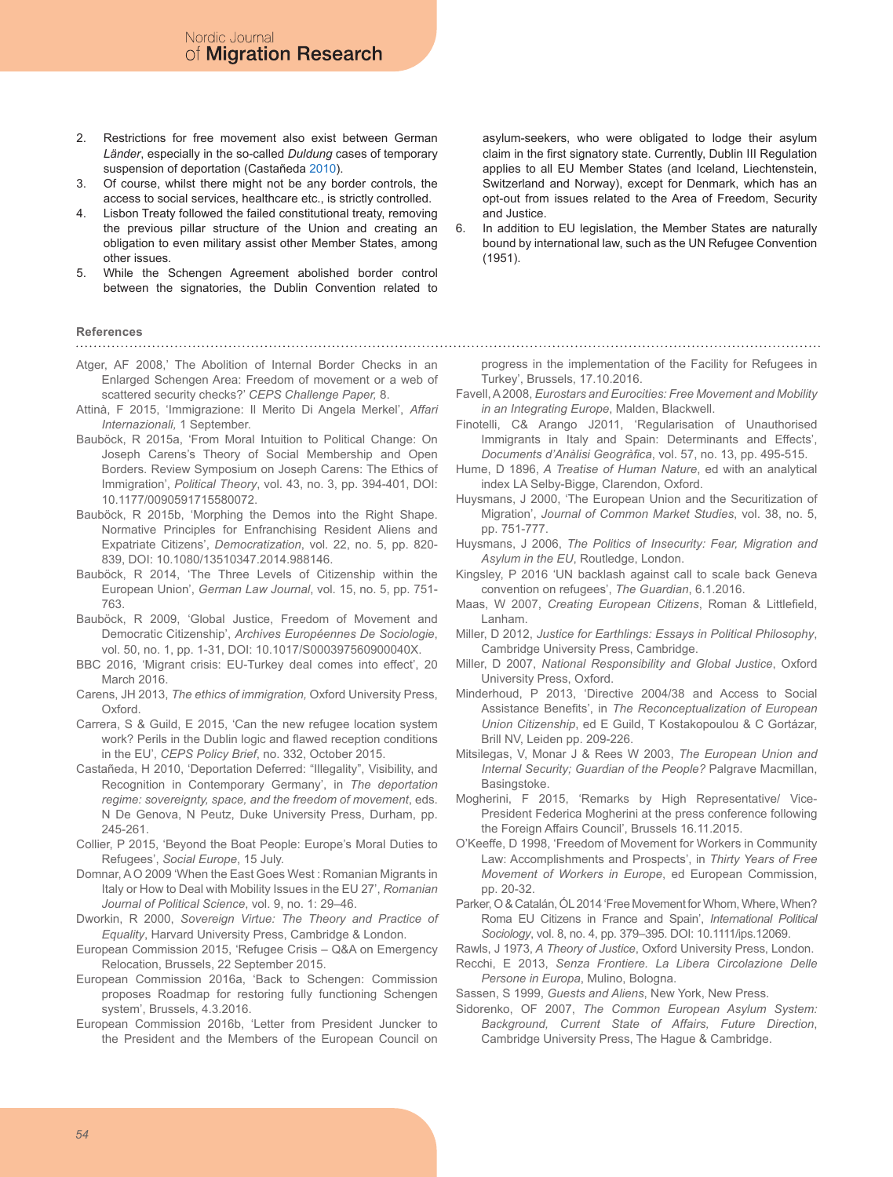2. Restrictions for free movement also exist between German *Länder*, especially in the so-called *Duldung* cases of temporary suspension of deportation (Castañeda 2010).
3. Of course, whilst there might not be any border controls, the access to social services, healthcare etc., is strictly controlled.
4. Lisbon Treaty followed the failed constitutional treaty, removing the previous pillar structure of the Union and creating an obligation to even military assist other Member States, among other issues.
5. While the Schengen Agreement abolished border control between the signatories, the Dublin Convention related to asylum-seekers, who were obligated to lodge their asylum claim in the first signatory state. Currently, Dublin III Regulation applies to all EU Member States (and Iceland, Liechtenstein, Switzerland and Norway), except for Denmark, which has an opt-out from issues related to the Area of Freedom, Security and Justice.
6. In addition to EU legislation, the Member States are naturally bound by international law, such as the UN Refugee Convention (1951).

## References

Atger, AF 2008,' The Abolition of Internal Border Checks in an Enlarged Schengen Area: Freedom of movement or a web of scattered security checks?' *CEPS Challenge Paper,* 8.

Attinà, F 2015, 'Immigrazione: Il Merito Di Angela Merkel', *Affari Internazionali*, 1 September.

Bauböck, R 2015a, 'From Moral Intuition to Political Change: On Joseph Carens's Theory of Social Membership and Open Borders. Review Symposium on Joseph Carens: The Ethics of Immigration', *Political Theory*, vol. 43, no. 3, pp. 394-401, DOI: 10.1177/0090591715580072.

Bauböck, R 2015b, 'Morphing the Demos into the Right Shape. Normative Principles for Enfranchising Resident Aliens and Expatriate Citizens', *Democratization*, vol. 22, no. 5, pp. 820-839, DOI: 10.1080/13510347.2014.988146.

Bauböck, R 2014, 'The Three Levels of Citizenship within the European Union', *German Law Journal*, vol. 15, no. 5, pp. 751-763.

Bauböck, R 2009, 'Global Justice, Freedom of Movement and Democratic Citizenship', *Archives Européennes De Sociologie*, vol. 50, no. 1, pp. 1-31, DOI: 10.1017/S000397560900040X.

BBC 2016, 'Migrant crisis: EU-Turkey deal comes into effect', 20 March 2016.

Carens, JH 2013, *The ethics of immigration,* Oxford University Press, Oxford.

Carrera, S & Guild, E 2015, 'Can the new refugee location system work? Perils in the Dublin logic and flawed reception conditions in the EU', *CEPS Policy Brief*, no. 332, October 2015.

Castañeda, H 2010, 'Deportation Deferred: "Illegality", Visibility, and Recognition in Contemporary Germany', in *The deportation regime: sovereignty, space, and the freedom of movement*, eds. N De Genova, N Peutz, Duke University Press, Durham, pp. 245-261.

Collier, P 2015, 'Beyond the Boat People: Europe's Moral Duties to Refugees', *Social Europe*, 15 July.

Domnar, A O 2009 'When the East Goes West : Romanian Migrants in Italy or How to Deal with Mobility Issues in the EU 27', *Romanian Journal of Political Science*, vol. 9, no. 1: 29–46.

Dworkin, R 2000, *Sovereign Virtue: The Theory and Practice of Equality*, Harvard University Press, Cambridge & London.

European Commission 2015, 'Refugee Crisis – Q&A on Emergency Relocation, Brussels, 22 September 2015.

European Commission 2016a, 'Back to Schengen: Commission proposes Roadmap for restoring fully functioning Schengen system', Brussels, 4.3.2016.

European Commission 2016b, 'Letter from President Juncker to the President and the Members of the European Council on progress in the implementation of the Facility for Refugees in Turkey', Brussels, 17.10.2016.

Favell, A 2008, *Eurostars and Eurocities: Free Movement and Mobility in an Integrating Europe*, Malden, Blackwell.

Finotelli, C& Arango J2011, 'Regularisation of Unauthorised Immigrants in Italy and Spain: Determinants and Effects', *Documents d'Anàlisi Geogràfica*, vol. 57, no. 13, pp. 495-515.

Hume, D 1896, *A Treatise of Human Nature*, ed with an analytical index LA Selby-Bigge, Clarendon, Oxford.

Huysmans, J 2000, 'The European Union and the Securitization of Migration', *Journal of Common Market Studies*, vol. 38, no. 5, pp. 751-777.

Huysmans, J 2006, *The Politics of Insecurity: Fear, Migration and Asylum in the EU*, Routledge, London.

Kingsley, P 2016 'UN backlash against call to scale back Geneva convention on refugees', *The Guardian*, 6.1.2016.

Maas, W 2007, *Creating European Citizens*, Roman & Littlefield, Lanham.

Miller, D 2012, *Justice for Earthlings: Essays in Political Philosophy*, Cambridge University Press, Cambridge.

Miller, D 2007, *National Responsibility and Global Justice*, Oxford University Press, Oxford.

Minderhoud, P 2013, 'Directive 2004/38 and Access to Social Assistance Benefits', in *The Reconceptualization of European Union Citizenship*, ed E Guild, T Kostakopoulou & C Gortázar, Brill NV, Leiden pp. 209-226.

Mitsilegas, V, Monar J & Rees W 2003, *The European Union and Internal Security; Guardian of the People?* Palgrave Macmillan, Basingstoke.

Mogherini, F 2015, 'Remarks by High Representative/ Vice-President Federica Mogherini at the press conference following the Foreign Affairs Council', Brussels 16.11.2015.

O'Keeffe, D 1998, 'Freedom of Movement for Workers in Community Law: Accomplishments and Prospects', in *Thirty Years of Free Movement of Workers in Europe*, ed European Commission, pp. 20-32.

Parker, O & Catalán, ÓL 2014 'Free Movement for Whom, Where, When? Roma EU Citizens in France and Spain', *International Political Sociology*, vol. 8, no. 4, pp. 379–395. DOI: 10.1111/ips.12069.

Rawls, J 1973, *A Theory of Justice*, Oxford University Press, London.

Recchi, E 2013, *Senza Frontiere. La Libera Circolazione Delle Persone in Europa*, Mulino, Bologna.

Sassen, S 1999, *Guests and Aliens*, New York, New Press.

Sidorenko, OF 2007, *The Common European Asylum System: Background, Current State of Affairs, Future Direction*, Cambridge University Press, The Hague & Cambridge.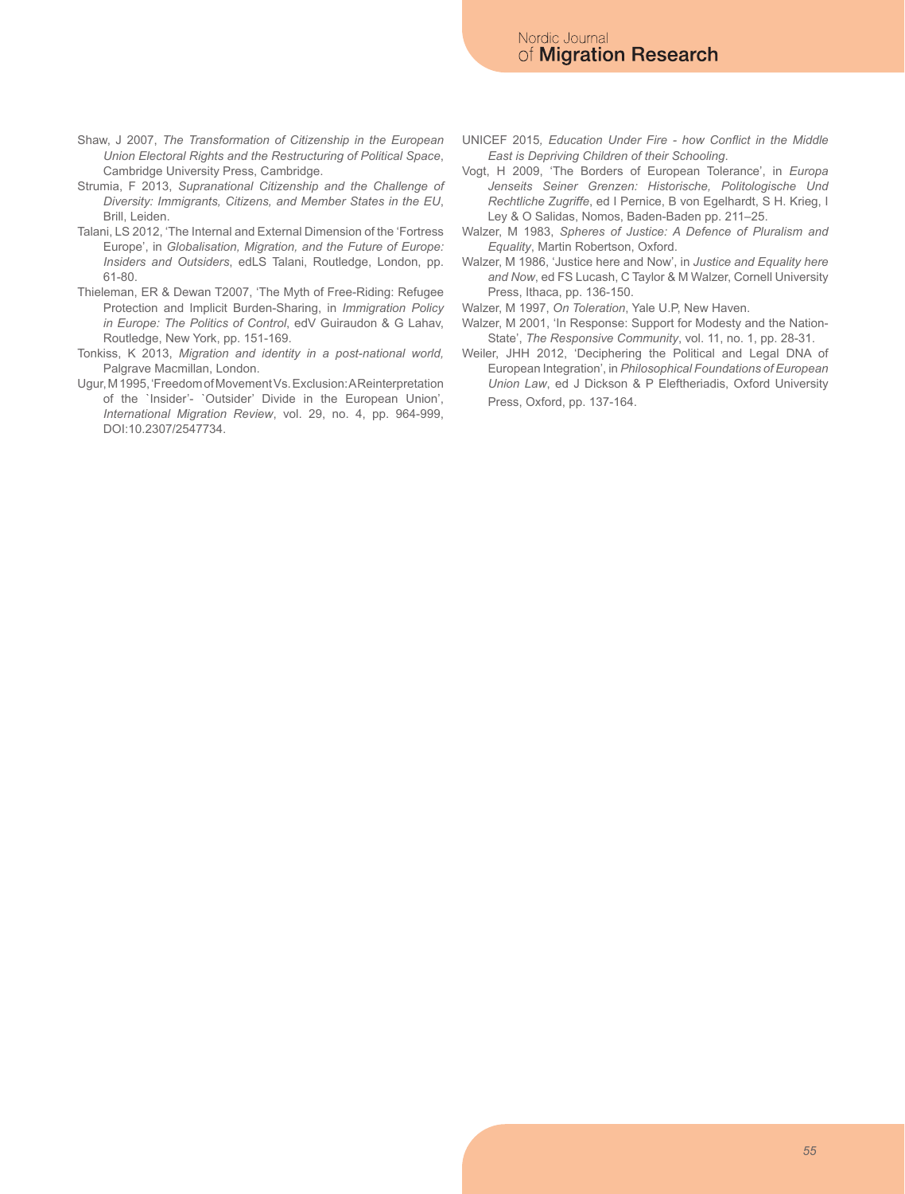Shaw, J 2007, *The Transformation of Citizenship in the European Union Electoral Rights and the Restructuring of Political Space*, Cambridge University Press, Cambridge.

Strumia, F 2013, *Supranational Citizenship and the Challenge of Diversity: Immigrants, Citizens, and Member States in the EU*, Brill, Leiden.

Talani, LS 2012, 'The Internal and External Dimension of the 'Fortress Europe', in *Globalisation, Migration, and the Future of Europe: Insiders and Outsiders*, edLS Talani, Routledge, London, pp. 61-80.

Thieleman, ER & Dewan T2007, 'The Myth of Free-Riding: Refugee Protection and Implicit Burden-Sharing, in *Immigration Policy in Europe: The Politics of Control*, edV Guiraudon & G Lahav, Routledge, New York, pp. 151-169.

Tonkiss, K 2013, *Migration and identity in a post-national world,* Palgrave Macmillan, London.

Ugur, M 1995, 'Freedom of Movement Vs. Exclusion: A Reinterpretation of the `Insider'- `Outsider' Divide in the European Union', *International Migration Review*, vol. 29, no. 4, pp. 964-999, DOI:10.2307/2547734.

UNICEF 2015, *Education Under Fire - how Conflict in the Middle East is Depriving Children of their Schooling.*

Vogt, H 2009, 'The Borders of European Tolerance', in *Europa Jenseits Seiner Grenzen: Historische, Politologische Und Rechtliche Zugriffe*, ed I Pernice, B von Egelhardt, S H. Krieg, I Ley & O Salidas, Nomos, Baden-Baden pp. 211–25.

Walzer, M 1983, *Spheres of Justice: A Defence of Pluralism and Equality*, Martin Robertson, Oxford.

Walzer, M 1986, 'Justice here and Now', in *Justice and Equality here and Now*, ed FS Lucash, C Taylor & M Walzer, Cornell University Press, Ithaca, pp. 136-150.

Walzer, M 1997, *On Toleration*, Yale U.P, New Haven.

Walzer, M 2001, 'In Response: Support for Modesty and the Nation-State', *The Responsive Community*, vol. 11, no. 1, pp. 28-31.

Weiler, JHH 2012, 'Deciphering the Political and Legal DNA of European Integration', in *Philosophical Foundations of European Union Law*, ed J Dickson & P Eleftheriadis, Oxford University Press, Oxford, pp. 137-164.